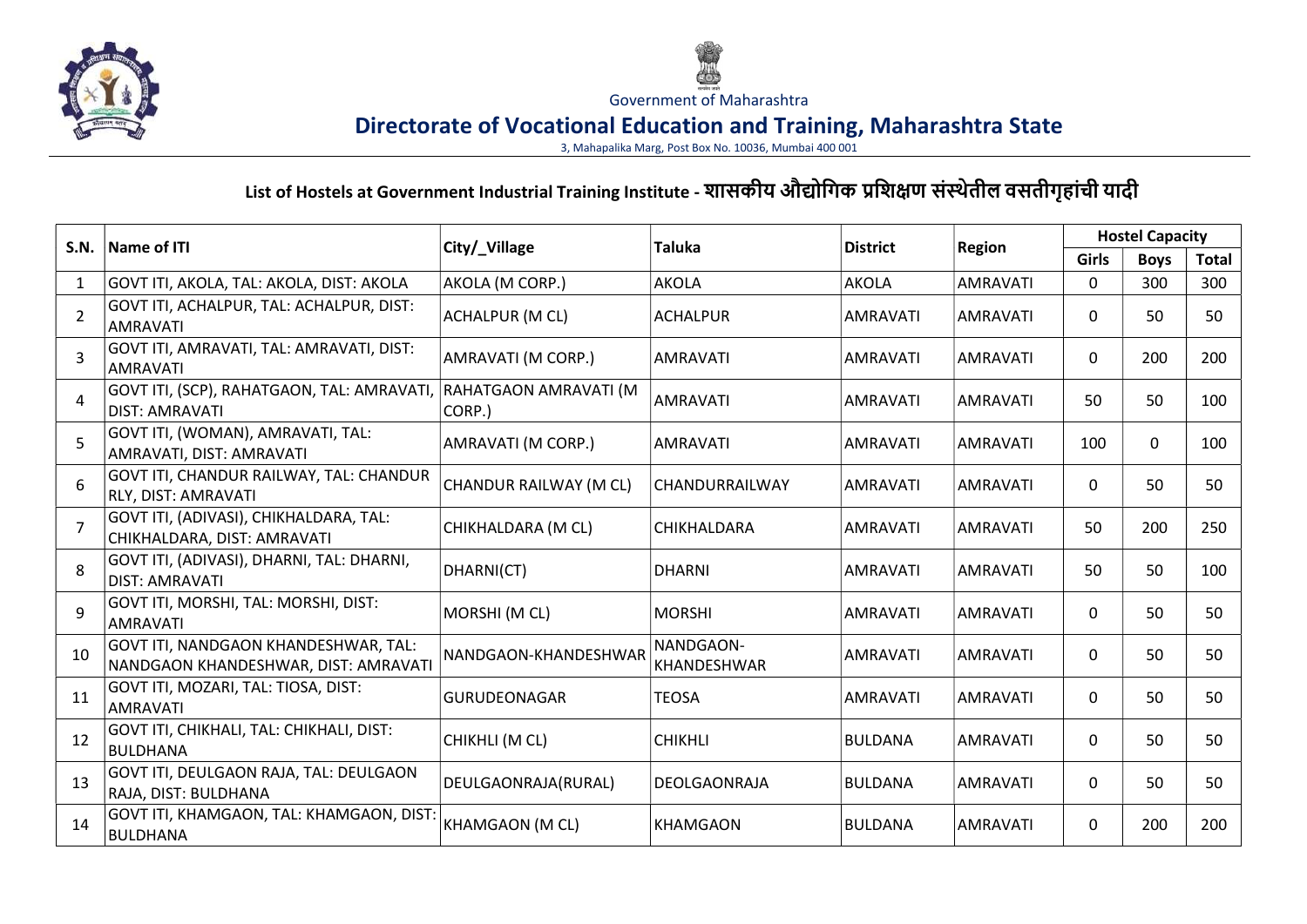Government of Maharashtra

# Directorate of Vocational Education and Training, Maharashtra State

3, Mahapalika Marg, Post Box No. 10036, Mumbai 400 001

## List of Hostels at Government Industrial Training Institute - शासकीय औद्योगिक प्रशिक्षण संस्थेतील वसतीगृहांची यादी

| S.N. | Name of ITI | City/_Village | Taluka | District | Region | Hostel Capacity | | |
|---|---|---|---|---|---|---|---|---|
| | | | | | | Girls | Boys | Total |
| 1 | GOVT ITI, AKOLA, TAL: AKOLA, DIST: AKOLA | AKOLA (M CORP.) | AKOLA | AKOLA | AMRAVATI | 0 | 300 | 300 |
| 2 | GOVT ITI, ACHALPUR, TAL: ACHALPUR, DIST: AMRAVATI | ACHALPUR (M CL) | ACHALPUR | AMRAVATI | AMRAVATI | 0 | 50 | 50 |
| 3 | GOVT ITI, AMRAVATI, TAL: AMRAVATI, DIST: AMRAVATI | AMRAVATI (M CORP.) | AMRAVATI | AMRAVATI | AMRAVATI | 0 | 200 | 200 |
| 4 | GOVT ITI, (SCP), RAHATGAON, TAL: AMRAVATI, DIST: AMRAVATI | RAHATGAON AMRAVATI (M CORP.) | AMRAVATI | AMRAVATI | AMRAVATI | 50 | 50 | 100 |
| 5 | GOVT ITI, (WOMAN), AMRAVATI, TAL: AMRAVATI, DIST: AMRAVATI | AMRAVATI (M CORP.) | AMRAVATI | AMRAVATI | AMRAVATI | 100 | 0 | 100 |
| 6 | GOVT ITI, CHANDUR RAILWAY, TAL: CHANDUR RLY, DIST: AMRAVATI | CHANDUR RAILWAY (M CL) | CHANDURRAILWAY | AMRAVATI | AMRAVATI | 0 | 50 | 50 |
| 7 | GOVT ITI, (ADIVASI), CHIKHALDARA, TAL: CHIKHALDARA, DIST: AMRAVATI | CHIKHALDARA (M CL) | CHIKHALDARA | AMRAVATI | AMRAVATI | 50 | 200 | 250 |
| 8 | GOVT ITI, (ADIVASI), DHARNI, TAL: DHARNI, DIST: AMRAVATI | DHARNI(CT) | DHARNI | AMRAVATI | AMRAVATI | 50 | 50 | 100 |
| 9 | GOVT ITI, MORSHI, TAL: MORSHI, DIST: AMRAVATI | MORSHI (M CL) | MORSHI | AMRAVATI | AMRAVATI | 0 | 50 | 50 |
| 10 | GOVT ITI, NANDGAON KHANDESHWAR, TAL: NANDGAON KHANDESHWAR, DIST: AMRAVATI | NANDGAON-KHANDESHWAR | NANDGAON-KHANDESHWAR | AMRAVATI | AMRAVATI | 0 | 50 | 50 |
| 11 | GOVT ITI, MOZARI, TAL: TIOSA, DIST: AMRAVATI | GURUDEONAGAR | TEOSA | AMRAVATI | AMRAVATI | 0 | 50 | 50 |
| 12 | GOVT ITI, CHIKHALI, TAL: CHIKHALI, DIST: BULDHANA | CHIKHLI (M CL) | CHIKHLI | BULDANA | AMRAVATI | 0 | 50 | 50 |
| 13 | GOVT ITI, DEULGAON RAJA, TAL: DEULGAON RAJA, DIST: BULDHANA | DEULGAONRAJA(RURAL) | DEOLGAONRAJA | BULDANA | AMRAVATI | 0 | 50 | 50 |
| 14 | GOVT ITI, KHAMGAON, TAL: KHAMGAON, DIST: BULDHANA | KHAMGAON (M CL) | KHAMGAON | BULDANA | AMRAVATI | 0 | 200 | 200 |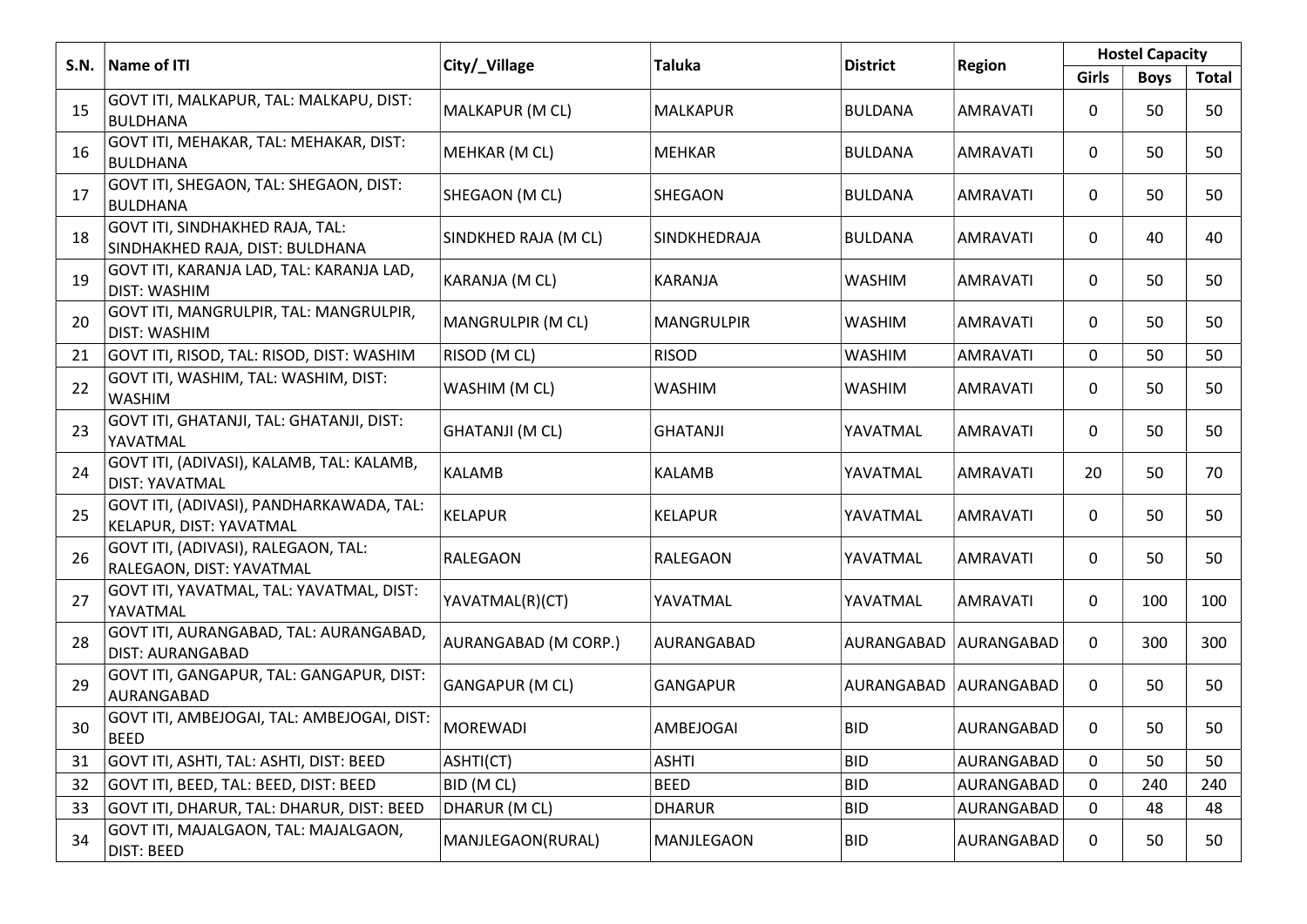| S.N. | Name of ITI | City/_Village | Taluka | District | Region | Hostel Capacity | | |
|---|---|---|---|---|---|---|---|---|
| | | | | | | Girls | Boys | Total |
| 15 | GOVT ITI, MALKAPUR, TAL: MALKAPU, DIST: BULDHANA | MALKAPUR (M CL) | MALKAPUR | BULDANA | AMRAVATI | 0 | 50 | 50 |
| 16 | GOVT ITI, MEHAKAR, TAL: MEHAKAR, DIST: BULDHANA | MEHKAR (M CL) | MEHKAR | BULDANA | AMRAVATI | 0 | 50 | 50 |
| 17 | GOVT ITI, SHEGAON, TAL: SHEGAON, DIST: BULDHANA | SHEGAON (M CL) | SHEGAON | BULDANA | AMRAVATI | 0 | 50 | 50 |
| 18 | GOVT ITI, SINDHAKHED RAJA, TAL: SINDHAKHED RAJA, DIST: BULDHANA | SINDKHED RAJA (M CL) | SINDKHEDRAJA | BULDANA | AMRAVATI | 0 | 40 | 40 |
| 19 | GOVT ITI, KARANJA LAD, TAL: KARANJA LAD, DIST: WASHIM | KARANJA (M CL) | KARANJA | WASHIM | AMRAVATI | 0 | 50 | 50 |
| 20 | GOVT ITI, MANGRULPIR, TAL: MANGRULPIR, DIST: WASHIM | MANGRULPIR (M CL) | MANGRULPIR | WASHIM | AMRAVATI | 0 | 50 | 50 |
| 21 | GOVT ITI, RISOD, TAL: RISOD, DIST: WASHIM | RISOD (M CL) | RISOD | WASHIM | AMRAVATI | 0 | 50 | 50 |
| 22 | GOVT ITI, WASHIM, TAL: WASHIM, DIST: WASHIM | WASHIM (M CL) | WASHIM | WASHIM | AMRAVATI | 0 | 50 | 50 |
| 23 | GOVT ITI, GHATANJI, TAL: GHATANJI, DIST: YAVATMAL | GHATANJI (M CL) | GHATANJI | YAVATMAL | AMRAVATI | 0 | 50 | 50 |
| 24 | GOVT ITI, (ADIVASI), KALAMB, TAL: KALAMB, DIST: YAVATMAL | KALAMB | KALAMB | YAVATMAL | AMRAVATI | 20 | 50 | 70 |
| 25 | GOVT ITI, (ADIVASI), PANDHARKAWADA, TAL: KELAPUR, DIST: YAVATMAL | KELAPUR | KELAPUR | YAVATMAL | AMRAVATI | 0 | 50 | 50 |
| 26 | GOVT ITI, (ADIVASI), RALEGAON, TAL: RALEGAON, DIST: YAVATMAL | RALEGAON | RALEGAON | YAVATMAL | AMRAVATI | 0 | 50 | 50 |
| 27 | GOVT ITI, YAVATMAL, TAL: YAVATMAL, DIST: YAVATMAL | YAVATMAL(R)(CT) | YAVATMAL | YAVATMAL | AMRAVATI | 0 | 100 | 100 |
| 28 | GOVT ITI, AURANGABAD, TAL: AURANGABAD, DIST: AURANGABAD | AURANGABAD (M CORP.) | AURANGABAD | AURANGABAD | AURANGABAD | 0 | 300 | 300 |
| 29 | GOVT ITI, GANGAPUR, TAL: GANGAPUR, DIST: AURANGABAD | GANGAPUR (M CL) | GANGAPUR | AURANGABAD | AURANGABAD | 0 | 50 | 50 |
| 30 | GOVT ITI, AMBEJOGAI, TAL: AMBEJOGAI, DIST: BEED | MOREWADI | AMBEJOGAI | BID | AURANGABAD | 0 | 50 | 50 |
| 31 | GOVT ITI, ASHTI, TAL: ASHTI, DIST: BEED | ASHTI(CT) | ASHTI | BID | AURANGABAD | 0 | 50 | 50 |
| 32 | GOVT ITI, BEED, TAL: BEED, DIST: BEED | BID (M CL) | BEED | BID | AURANGABAD | 0 | 240 | 240 |
| 33 | GOVT ITI, DHARUR, TAL: DHARUR, DIST: BEED | DHARUR (M CL) | DHARUR | BID | AURANGABAD | 0 | 48 | 48 |
| 34 | GOVT ITI, MAJALGAON, TAL: MAJALGAON, DIST: BEED | MANJLEGAON(RURAL) | MANJLEGAON | BID | AURANGABAD | 0 | 50 | 50 |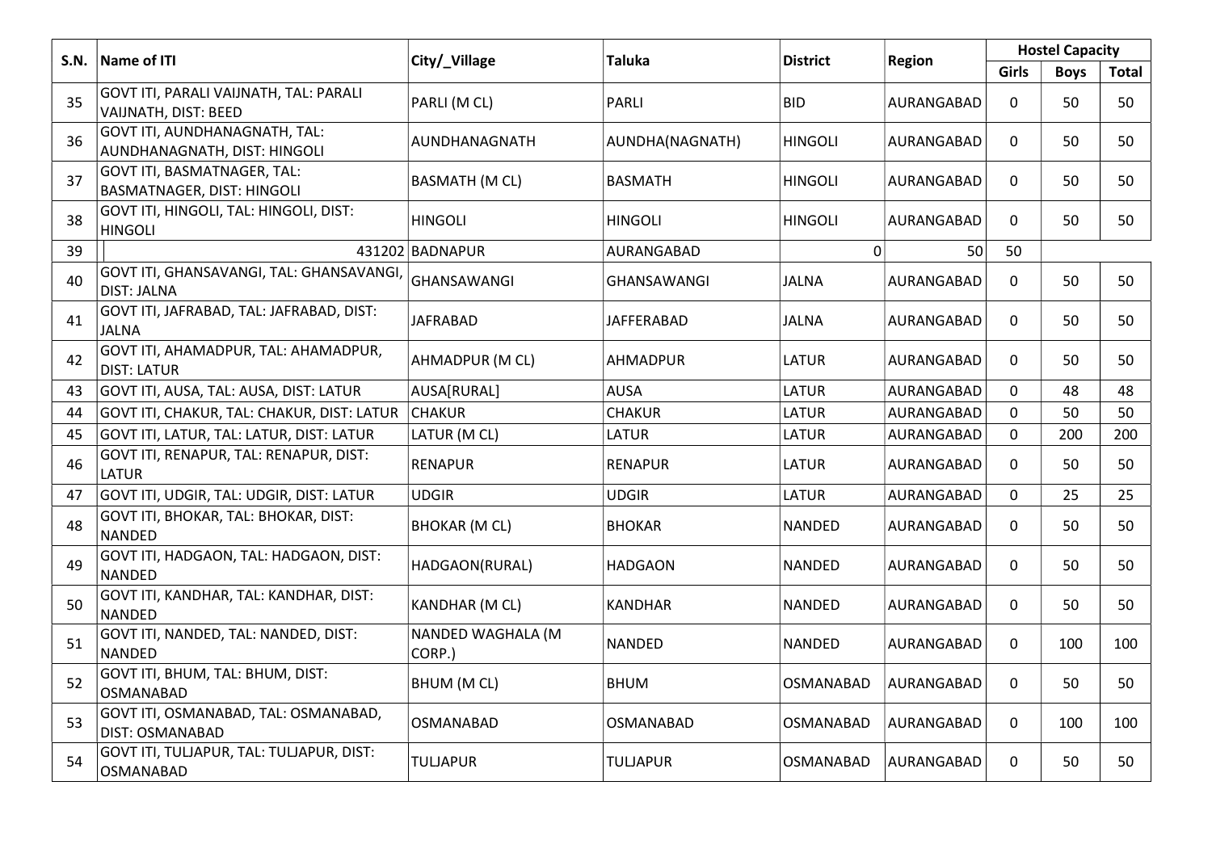| S.N. | Name of ITI | City/_Village | Taluka | District | Region | Hostel Capacity | | |
|---|---|---|---|---|---|---|---|---|
| | | | | | | Girls | Boys | Total |
| 35 | GOVT ITI, PARALI VAIJNATH, TAL: PARALI VAIJNATH, DIST: BEED | PARLI (M CL) | PARLI | BID | AURANGABAD | 0 | 50 | 50 |
| 36 | GOVT ITI, AUNDHANAGNATH, TAL: AUNDHANAGNATH, DIST: HINGOLI | AUNDHANAGNATH | AUNDHA(NAGNATH) | HINGOLI | AURANGABAD | 0 | 50 | 50 |
| 37 | GOVT ITI, BASMATNAGER, TAL: BASMATNAGER, DIST: HINGOLI | BASMATH (M CL) | BASMATH | HINGOLI | AURANGABAD | 0 | 50 | 50 |
| 38 | GOVT ITI, HINGOLI, TAL: HINGOLI, DIST: HINGOLI | HINGOLI | HINGOLI | HINGOLI | AURANGABAD | 0 | 50 | 50 |
| 39 | 431202 | BADNAPUR | AURANGABAD | 0 | 50 | 50 | | |
| 40 | GOVT ITI, GHANSAVANGI, TAL: GHANSAVANGI, DIST: JALNA | GHANSAWANGI | GHANSAWANGI | JALNA | AURANGABAD | 0 | 50 | 50 |
| 41 | GOVT ITI, JAFRABAD, TAL: JAFRABAD, DIST: JALNA | JAFRABAD | JAFFERABAD | JALNA | AURANGABAD | 0 | 50 | 50 |
| 42 | GOVT ITI, AHAMADPUR, TAL: AHAMADPUR, DIST: LATUR | AHMADPUR (M CL) | AHMADPUR | LATUR | AURANGABAD | 0 | 50 | 50 |
| 43 | GOVT ITI, AUSA, TAL: AUSA, DIST: LATUR | AUSA[RURAL] | AUSA | LATUR | AURANGABAD | 0 | 48 | 48 |
| 44 | GOVT ITI, CHAKUR, TAL: CHAKUR, DIST: LATUR | CHAKUR | CHAKUR | LATUR | AURANGABAD | 0 | 50 | 50 |
| 45 | GOVT ITI, LATUR, TAL: LATUR, DIST: LATUR | LATUR (M CL) | LATUR | LATUR | AURANGABAD | 0 | 200 | 200 |
| 46 | GOVT ITI, RENAPUR, TAL: RENAPUR, DIST: LATUR | RENAPUR | RENAPUR | LATUR | AURANGABAD | 0 | 50 | 50 |
| 47 | GOVT ITI, UDGIR, TAL: UDGIR, DIST: LATUR | UDGIR | UDGIR | LATUR | AURANGABAD | 0 | 25 | 25 |
| 48 | GOVT ITI, BHOKAR, TAL: BHOKAR, DIST: NANDED | BHOKAR (M CL) | BHOKAR | NANDED | AURANGABAD | 0 | 50 | 50 |
| 49 | GOVT ITI, HADGAON, TAL: HADGAON, DIST: NANDED | HADGAON(RURAL) | HADGAON | NANDED | AURANGABAD | 0 | 50 | 50 |
| 50 | GOVT ITI, KANDHAR, TAL: KANDHAR, DIST: NANDED | KANDHAR (M CL) | KANDHAR | NANDED | AURANGABAD | 0 | 50 | 50 |
| 51 | GOVT ITI, NANDED, TAL: NANDED, DIST: NANDED | NANDED WAGHALA (M CORP.) | NANDED | NANDED | AURANGABAD | 0 | 100 | 100 |
| 52 | GOVT ITI, BHUM, TAL: BHUM, DIST: OSMANABAD | BHUM (M CL) | BHUM | OSMANABAD | AURANGABAD | 0 | 50 | 50 |
| 53 | GOVT ITI, OSMANABAD, TAL: OSMANABAD, DIST: OSMANABAD | OSMANABAD | OSMANABAD | OSMANABAD | AURANGABAD | 0 | 100 | 100 |
| 54 | GOVT ITI, TULJAPUR, TAL: TULJAPUR, DIST: OSMANABAD | TULJAPUR | TULJAPUR | OSMANABAD | AURANGABAD | 0 | 50 | 50 |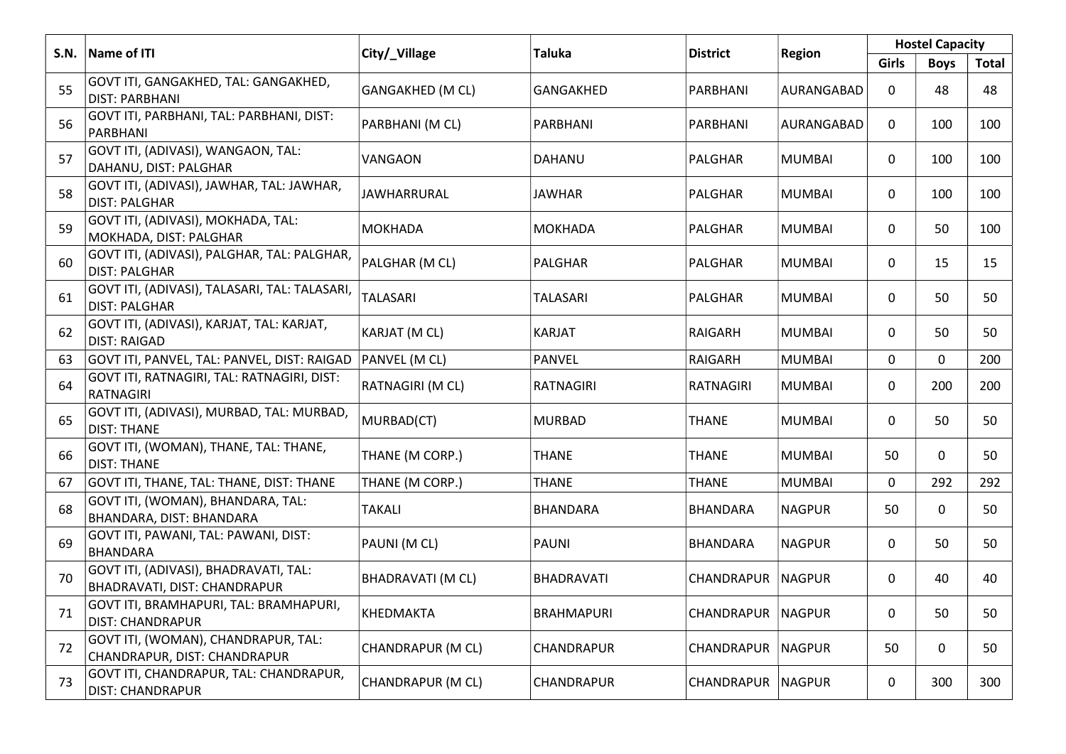| S.N. | Name of ITI | City/_Village | Taluka | District | Region | Hostel Capacity | | |
|---|---|---|---|---|---|---|---|---|
| | | | | | | Girls | Boys | Total |
| 55 | GOVT ITI, GANGAKHED, TAL: GANGAKHED, DIST: PARBHANI | GANGAKHED (M CL) | GANGAKHED | PARBHANI | AURANGABAD | 0 | 48 | 48 |
| 56 | GOVT ITI, PARBHANI, TAL: PARBHANI, DIST: PARBHANI | PARBHANI (M CL) | PARBHANI | PARBHANI | AURANGABAD | 0 | 100 | 100 |
| 57 | GOVT ITI, (ADIVASI), WANGAON, TAL: DAHANU, DIST: PALGHAR | VANGAON | DAHANU | PALGHAR | MUMBAI | 0 | 100 | 100 |
| 58 | GOVT ITI, (ADIVASI), JAWHAR, TAL: JAWHAR, DIST: PALGHAR | JAWHARRURAL | JAWHAR | PALGHAR | MUMBAI | 0 | 100 | 100 |
| 59 | GOVT ITI, (ADIVASI), MOKHADA, TAL: MOKHADA, DIST: PALGHAR | MOKHADA | MOKHADA | PALGHAR | MUMBAI | 0 | 50 | 100 |
| 60 | GOVT ITI, (ADIVASI), PALGHAR, TAL: PALGHAR, DIST: PALGHAR | PALGHAR (M CL) | PALGHAR | PALGHAR | MUMBAI | 0 | 15 | 15 |
| 61 | GOVT ITI, (ADIVASI), TALASARI, TAL: TALASARI, DIST: PALGHAR | TALASARI | TALASARI | PALGHAR | MUMBAI | 0 | 50 | 50 |
| 62 | GOVT ITI, (ADIVASI), KARJAT, TAL: KARJAT, DIST: RAIGAD | KARJAT (M CL) | KARJAT | RAIGARH | MUMBAI | 0 | 50 | 50 |
| 63 | GOVT ITI, PANVEL, TAL: PANVEL, DIST: RAIGAD | PANVEL (M CL) | PANVEL | RAIGARH | MUMBAI | 0 | 0 | 200 |
| 64 | GOVT ITI, RATNAGIRI, TAL: RATNAGIRI, DIST: RATNAGIRI | RATNAGIRI (M CL) | RATNAGIRI | RATNAGIRI | MUMBAI | 0 | 200 | 200 |
| 65 | GOVT ITI, (ADIVASI), MURBAD, TAL: MURBAD, DIST: THANE | MURBAD(CT) | MURBAD | THANE | MUMBAI | 0 | 50 | 50 |
| 66 | GOVT ITI, (WOMAN), THANE, TAL: THANE, DIST: THANE | THANE (M CORP.) | THANE | THANE | MUMBAI | 50 | 0 | 50 |
| 67 | GOVT ITI, THANE, TAL: THANE, DIST: THANE | THANE (M CORP.) | THANE | THANE | MUMBAI | 0 | 292 | 292 |
| 68 | GOVT ITI, (WOMAN), BHANDARA, TAL: BHANDARA, DIST: BHANDARA | TAKALI | BHANDARA | BHANDARA | NAGPUR | 50 | 0 | 50 |
| 69 | GOVT ITI, PAWANI, TAL: PAWANI, DIST: BHANDARA | PAUNI (M CL) | PAUNI | BHANDARA | NAGPUR | 0 | 50 | 50 |
| 70 | GOVT ITI, (ADIVASI), BHADRAVATI, TAL: BHADRAVATI, DIST: CHANDRAPUR | BHADRAVATI (M CL) | BHADRAVATI | CHANDRAPUR | NAGPUR | 0 | 40 | 40 |
| 71 | GOVT ITI, BRAMHAPURI, TAL: BRAMHAPURI, DIST: CHANDRAPUR | KHEDMAKTA | BRAHMAPURI | CHANDRAPUR | NAGPUR | 0 | 50 | 50 |
| 72 | GOVT ITI, (WOMAN), CHANDRAPUR, TAL: CHANDRAPUR, DIST: CHANDRAPUR | CHANDRAPUR (M CL) | CHANDRAPUR | CHANDRAPUR | NAGPUR | 50 | 0 | 50 |
| 73 | GOVT ITI, CHANDRAPUR, TAL: CHANDRAPUR, DIST: CHANDRAPUR | CHANDRAPUR (M CL) | CHANDRAPUR | CHANDRAPUR | NAGPUR | 0 | 300 | 300 |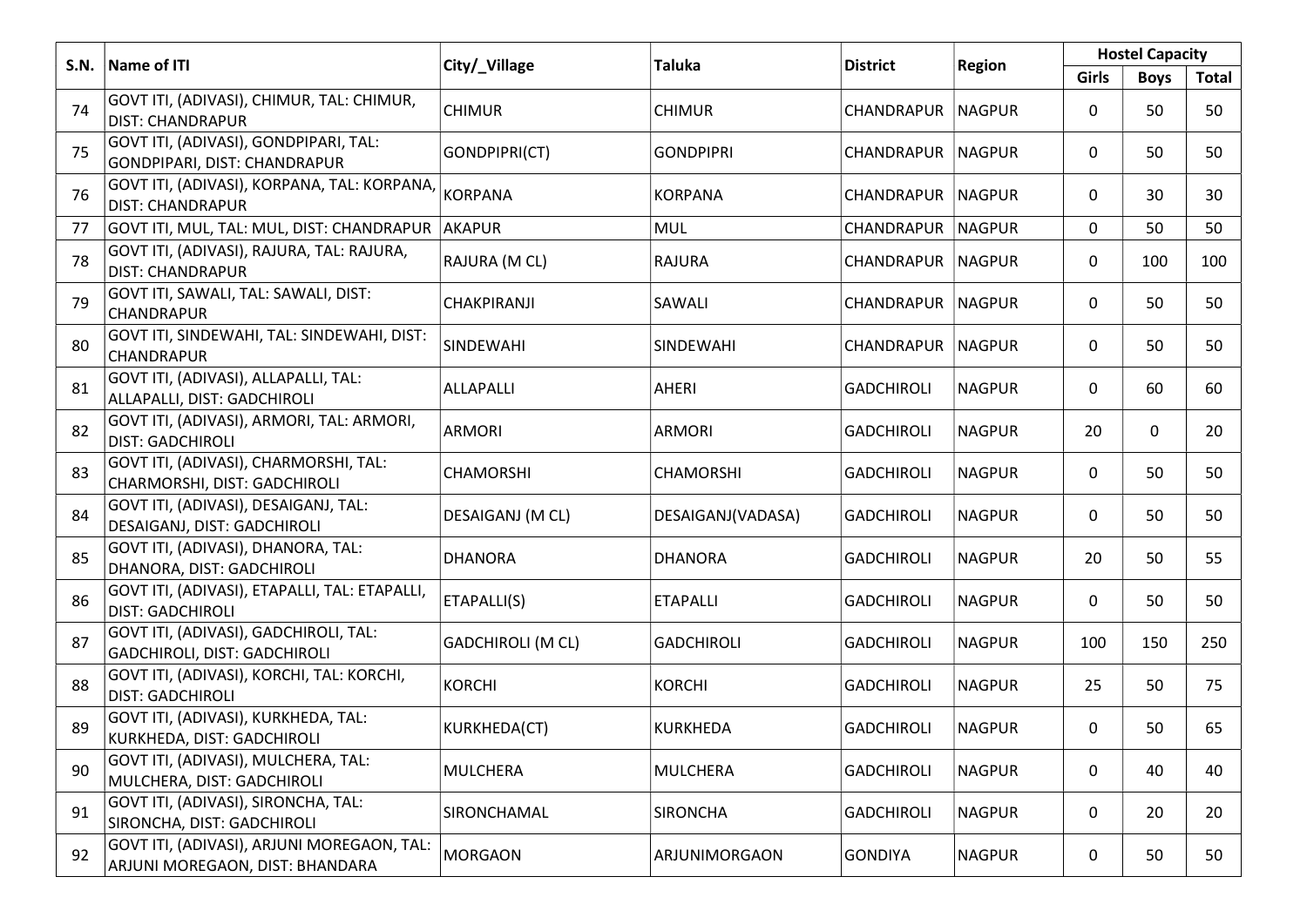| S.N. | Name of ITI | City/_Village | Taluka | District | Region | Hostel Capacity | | |
|---|---|---|---|---|---|---|---|---|
| | | | | | | Girls | Boys | Total |
| 74 | GOVT ITI, (ADIVASI), CHIMUR, TAL: CHIMUR, DIST: CHANDRAPUR | CHIMUR | CHIMUR | CHANDRAPUR | NAGPUR | 0 | 50 | 50 |
| 75 | GOVT ITI, (ADIVASI), GONDPIPARI, TAL: GONDPIPARI, DIST: CHANDRAPUR | GONDPIPRI(CT) | GONDPIPRI | CHANDRAPUR | NAGPUR | 0 | 50 | 50 |
| 76 | GOVT ITI, (ADIVASI), KORPANA, TAL: KORPANA, DIST: CHANDRAPUR | KORPANA | KORPANA | CHANDRAPUR | NAGPUR | 0 | 30 | 30 |
| 77 | GOVT ITI, MUL, TAL: MUL, DIST: CHANDRAPUR | AKAPUR | MUL | CHANDRAPUR | NAGPUR | 0 | 50 | 50 |
| 78 | GOVT ITI, (ADIVASI), RAJURA, TAL: RAJURA, DIST: CHANDRAPUR | RAJURA (M CL) | RAJURA | CHANDRAPUR | NAGPUR | 0 | 100 | 100 |
| 79 | GOVT ITI, SAWALI, TAL: SAWALI, DIST: CHANDRAPUR | CHAKPIRANJI | SAWALI | CHANDRAPUR | NAGPUR | 0 | 50 | 50 |
| 80 | GOVT ITI, SINDEWAHI, TAL: SINDEWAHI, DIST: CHANDRAPUR | SINDEWAHI | SINDEWAHI | CHANDRAPUR | NAGPUR | 0 | 50 | 50 |
| 81 | GOVT ITI, (ADIVASI), ALLAPALLI, TAL: ALLAPALLI, DIST: GADCHIROLI | ALLAPALLI | AHERI | GADCHIROLI | NAGPUR | 0 | 60 | 60 |
| 82 | GOVT ITI, (ADIVASI), ARMORI, TAL: ARMORI, DIST: GADCHIROLI | ARMORI | ARMORI | GADCHIROLI | NAGPUR | 20 | 0 | 20 |
| 83 | GOVT ITI, (ADIVASI), CHARMORSHI, TAL: CHARMORSHI, DIST: GADCHIROLI | CHAMORSHI | CHAMORSHI | GADCHIROLI | NAGPUR | 0 | 50 | 50 |
| 84 | GOVT ITI, (ADIVASI), DESAIGANJ, TAL: DESAIGANJ, DIST: GADCHIROLI | DESAIGANJ (M CL) | DESAIGANJ(VADASA) | GADCHIROLI | NAGPUR | 0 | 50 | 50 |
| 85 | GOVT ITI, (ADIVASI), DHANORA, TAL: DHANORA, DIST: GADCHIROLI | DHANORA | DHANORA | GADCHIROLI | NAGPUR | 20 | 50 | 55 |
| 86 | GOVT ITI, (ADIVASI), ETAPALLI, TAL: ETAPALLI, DIST: GADCHIROLI | ETAPALLI(S) | ETAPALLI | GADCHIROLI | NAGPUR | 0 | 50 | 50 |
| 87 | GOVT ITI, (ADIVASI), GADCHIROLI, TAL: GADCHIROLI, DIST: GADCHIROLI | GADCHIROLI (M CL) | GADCHIROLI | GADCHIROLI | NAGPUR | 100 | 150 | 250 |
| 88 | GOVT ITI, (ADIVASI), KORCHI, TAL: KORCHI, DIST: GADCHIROLI | KORCHI | KORCHI | GADCHIROLI | NAGPUR | 25 | 50 | 75 |
| 89 | GOVT ITI, (ADIVASI), KURKHEDA, TAL: KURKHEDA, DIST: GADCHIROLI | KURKHEDA(CT) | KURKHEDA | GADCHIROLI | NAGPUR | 0 | 50 | 65 |
| 90 | GOVT ITI, (ADIVASI), MULCHERA, TAL: MULCHERA, DIST: GADCHIROLI | MULCHERA | MULCHERA | GADCHIROLI | NAGPUR | 0 | 40 | 40 |
| 91 | GOVT ITI, (ADIVASI), SIRONCHA, TAL: SIRONCHA, DIST: GADCHIROLI | SIRONCHAMAL | SIRONCHA | GADCHIROLI | NAGPUR | 0 | 20 | 20 |
| 92 | GOVT ITI, (ADIVASI), ARJUNI MOREGAON, TAL: ARJUNI MOREGAON, DIST: BHANDARA | MORGAON | ARJUNIMORGAON | GONDIYA | NAGPUR | 0 | 50 | 50 |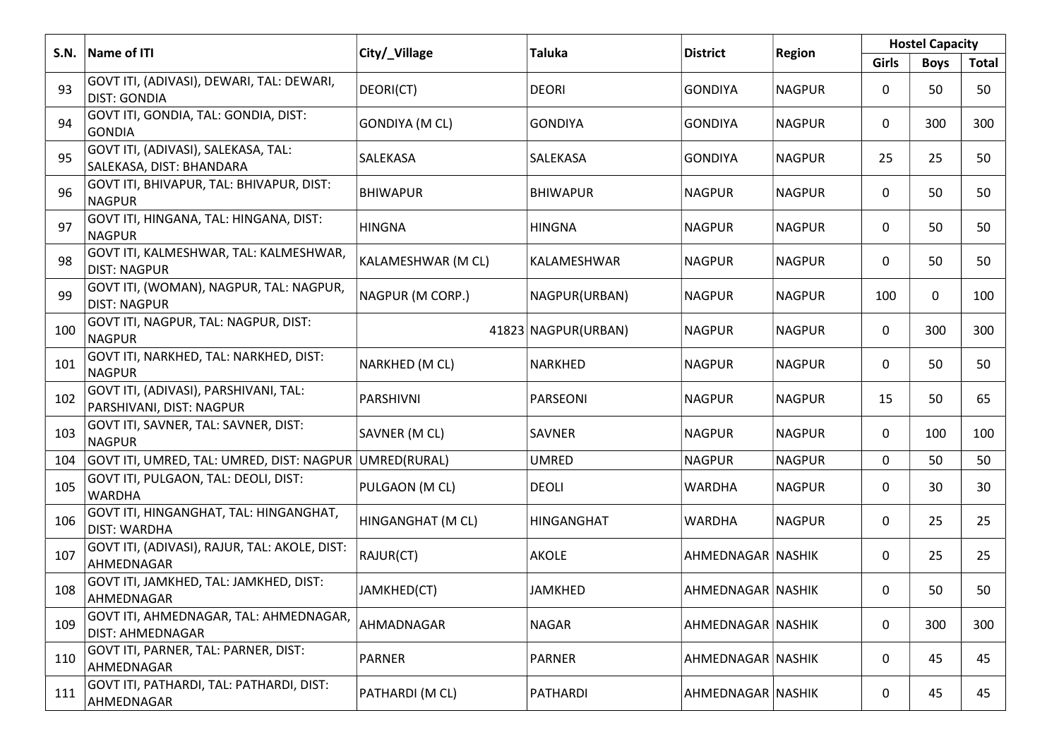| S.N. | Name of ITI | City/_Village | Taluka | District | Region | Hostel Capacity | | |
|---|---|---|---|---|---|---|---|---|
| | | | | | | Girls | Boys | Total |
| 93 | GOVT ITI, (ADIVASI), DEWARI, TAL: DEWARI, DIST: GONDIA | DEORI(CT) | DEORI | GONDIYA | NAGPUR | 0 | 50 | 50 |
| 94 | GOVT ITI, GONDIA, TAL: GONDIA, DIST: GONDIA | GONDIYA (M CL) | GONDIYA | GONDIYA | NAGPUR | 0 | 300 | 300 |
| 95 | GOVT ITI, (ADIVASI), SALEKASA, TAL: SALEKASA, DIST: BHANDARA | SALEKASA | SALEKASA | GONDIYA | NAGPUR | 25 | 25 | 50 |
| 96 | GOVT ITI, BHIVAPUR, TAL: BHIVAPUR, DIST: NAGPUR | BHIWAPUR | BHIWAPUR | NAGPUR | NAGPUR | 0 | 50 | 50 |
| 97 | GOVT ITI, HINGANA, TAL: HINGANA, DIST: NAGPUR | HINGNA | HINGNA | NAGPUR | NAGPUR | 0 | 50 | 50 |
| 98 | GOVT ITI, KALMESHWAR, TAL: KALMESHWAR, DIST: NAGPUR | KALAMESHWAR (M CL) | KALAMESHWAR | NAGPUR | NAGPUR | 0 | 50 | 50 |
| 99 | GOVT ITI, (WOMAN), NAGPUR, TAL: NAGPUR, DIST: NAGPUR | NAGPUR (M CORP.) | NAGPUR(URBAN) | NAGPUR | NAGPUR | 100 | 0 | 100 |
| 100 | GOVT ITI, NAGPUR, TAL: NAGPUR, DIST: NAGPUR | 41823 | NAGPUR(URBAN) | NAGPUR | NAGPUR | 0 | 300 | 300 |
| 101 | GOVT ITI, NARKHED, TAL: NARKHED, DIST: NAGPUR | NARKHED (M CL) | NARKHED | NAGPUR | NAGPUR | 0 | 50 | 50 |
| 102 | GOVT ITI, (ADIVASI), PARSHIVANI, TAL: PARSHIVANI, DIST: NAGPUR | PARSHIVNI | PARSEONI | NAGPUR | NAGPUR | 15 | 50 | 65 |
| 103 | GOVT ITI, SAVNER, TAL: SAVNER, DIST: NAGPUR | SAVNER (M CL) | SAVNER | NAGPUR | NAGPUR | 0 | 100 | 100 |
| 104 | GOVT ITI, UMRED, TAL: UMRED, DIST: NAGPUR | UMRED(RURAL) | UMRED | NAGPUR | NAGPUR | 0 | 50 | 50 |
| 105 | GOVT ITI, PULGAON, TAL: DEOLI, DIST: WARDHA | PULGAON (M CL) | DEOLI | WARDHA | NAGPUR | 0 | 30 | 30 |
| 106 | GOVT ITI, HINGANGHAT, TAL: HINGANGHAT, DIST: WARDHA | HINGANGHAT (M CL) | HINGANGHAT | WARDHA | NAGPUR | 0 | 25 | 25 |
| 107 | GOVT ITI, (ADIVASI), RAJUR, TAL: AKOLE, DIST: AHMEDNAGAR | RAJUR(CT) | AKOLE | AHMEDNAGAR | NASHIK | 0 | 25 | 25 |
| 108 | GOVT ITI, JAMKHED, TAL: JAMKHED, DIST: AHMEDNAGAR | JAMKHED(CT) | JAMKHED | AHMEDNAGAR | NASHIK | 0 | 50 | 50 |
| 109 | GOVT ITI, AHMEDNAGAR, TAL: AHMEDNAGAR, DIST: AHMEDNAGAR | AHMADNAGAR | NAGAR | AHMEDNAGAR | NASHIK | 0 | 300 | 300 |
| 110 | GOVT ITI, PARNER, TAL: PARNER, DIST: AHMEDNAGAR | PARNER | PARNER | AHMEDNAGAR | NASHIK | 0 | 45 | 45 |
| 111 | GOVT ITI, PATHARDI, TAL: PATHARDI, DIST: AHMEDNAGAR | PATHARDI (M CL) | PATHARDI | AHMEDNAGAR | NASHIK | 0 | 45 | 45 |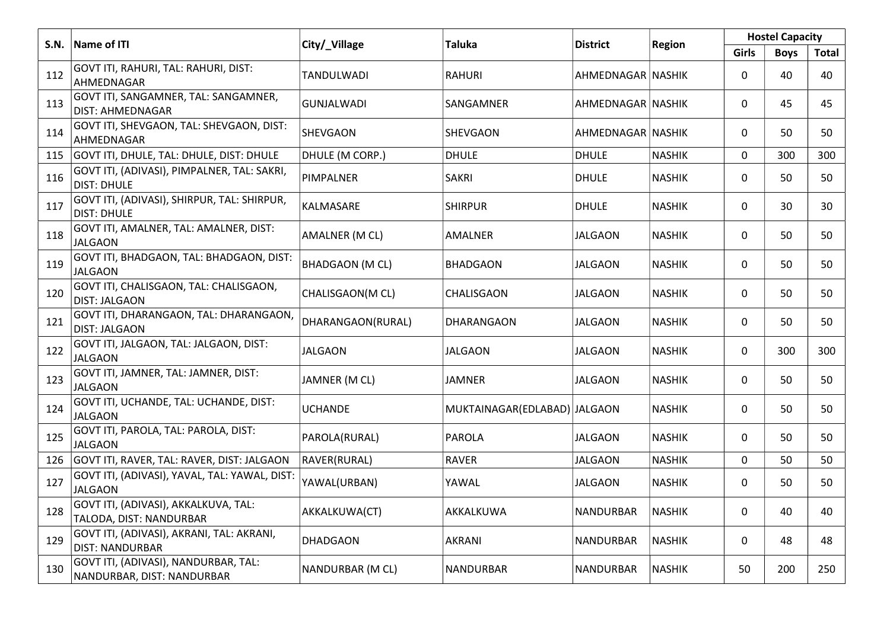| S.N. | Name of ITI | City/_Village | Taluka | District | Region | Hostel Capacity | | |
|---|---|---|---|---|---|---|---|---|
| | | | | | | Girls | Boys | Total |
| 112 | GOVT ITI, RAHURI, TAL: RAHURI, DIST: AHMEDNAGAR | TANDULWADI | RAHURI | AHMEDNAGAR | NASHIK | 0 | 40 | 40 |
| 113 | GOVT ITI, SANGAMNER, TAL: SANGAMNER, DIST: AHMEDNAGAR | GUNJALWADI | SANGAMNER | AHMEDNAGAR | NASHIK | 0 | 45 | 45 |
| 114 | GOVT ITI, SHEVGAON, TAL: SHEVGAON, DIST: AHMEDNAGAR | SHEVGAON | SHEVGAON | AHMEDNAGAR | NASHIK | 0 | 50 | 50 |
| 115 | GOVT ITI, DHULE, TAL: DHULE, DIST: DHULE | DHULE (M CORP.) | DHULE | DHULE | NASHIK | 0 | 300 | 300 |
| 116 | GOVT ITI, (ADIVASI), PIMPALNER, TAL: SAKRI, DIST: DHULE | PIMPALNER | SAKRI | DHULE | NASHIK | 0 | 50 | 50 |
| 117 | GOVT ITI, (ADIVASI), SHIRPUR, TAL: SHIRPUR, DIST: DHULE | KALMASARE | SHIRPUR | DHULE | NASHIK | 0 | 30 | 30 |
| 118 | GOVT ITI, AMALNER, TAL: AMALNER, DIST: JALGAON | AMALNER (M CL) | AMALNER | JALGAON | NASHIK | 0 | 50 | 50 |
| 119 | GOVT ITI, BHADGAON, TAL: BHADGAON, DIST: JALGAON | BHADGAON (M CL) | BHADGAON | JALGAON | NASHIK | 0 | 50 | 50 |
| 120 | GOVT ITI, CHALISGAON, TAL: CHALISGAON, DIST: JALGAON | CHALISGAON(M CL) | CHALISGAON | JALGAON | NASHIK | 0 | 50 | 50 |
| 121 | GOVT ITI, DHARANGAON, TAL: DHARANGAON, DIST: JALGAON | DHARANGAON(RURAL) | DHARANGAON | JALGAON | NASHIK | 0 | 50 | 50 |
| 122 | GOVT ITI, JALGAON, TAL: JALGAON, DIST: JALGAON | JALGAON | JALGAON | JALGAON | NASHIK | 0 | 300 | 300 |
| 123 | GOVT ITI, JAMNER, TAL: JAMNER, DIST: JALGAON | JAMNER (M CL) | JAMNER | JALGAON | NASHIK | 0 | 50 | 50 |
| 124 | GOVT ITI, UCHANDE, TAL: UCHANDE, DIST: JALGAON | UCHANDE | MUKTAINAGAR(EDLABAD) | JALGAON | NASHIK | 0 | 50 | 50 |
| 125 | GOVT ITI, PAROLA, TAL: PAROLA, DIST: JALGAON | PAROLA(RURAL) | PAROLA | JALGAON | NASHIK | 0 | 50 | 50 |
| 126 | GOVT ITI, RAVER, TAL: RAVER, DIST: JALGAON | RAVER(RURAL) | RAVER | JALGAON | NASHIK | 0 | 50 | 50 |
| 127 | GOVT ITI, (ADIVASI), YAVAL, TAL: YAWAL, DIST: JALGAON | YAWAL(URBAN) | YAWAL | JALGAON | NASHIK | 0 | 50 | 50 |
| 128 | GOVT ITI, (ADIVASI), AKKALKUVA, TAL: TALODA, DIST: NANDURBAR | AKKALKUWA(CT) | AKKALKUWA | NANDURBAR | NASHIK | 0 | 40 | 40 |
| 129 | GOVT ITI, (ADIVASI), AKRANI, TAL: AKRANI, DIST: NANDURBAR | DHADGAON | AKRANI | NANDURBAR | NASHIK | 0 | 48 | 48 |
| 130 | GOVT ITI, (ADIVASI), NANDURBAR, TAL: NANDURBAR, DIST: NANDURBAR | NANDURBAR (M CL) | NANDURBAR | NANDURBAR | NASHIK | 50 | 200 | 250 |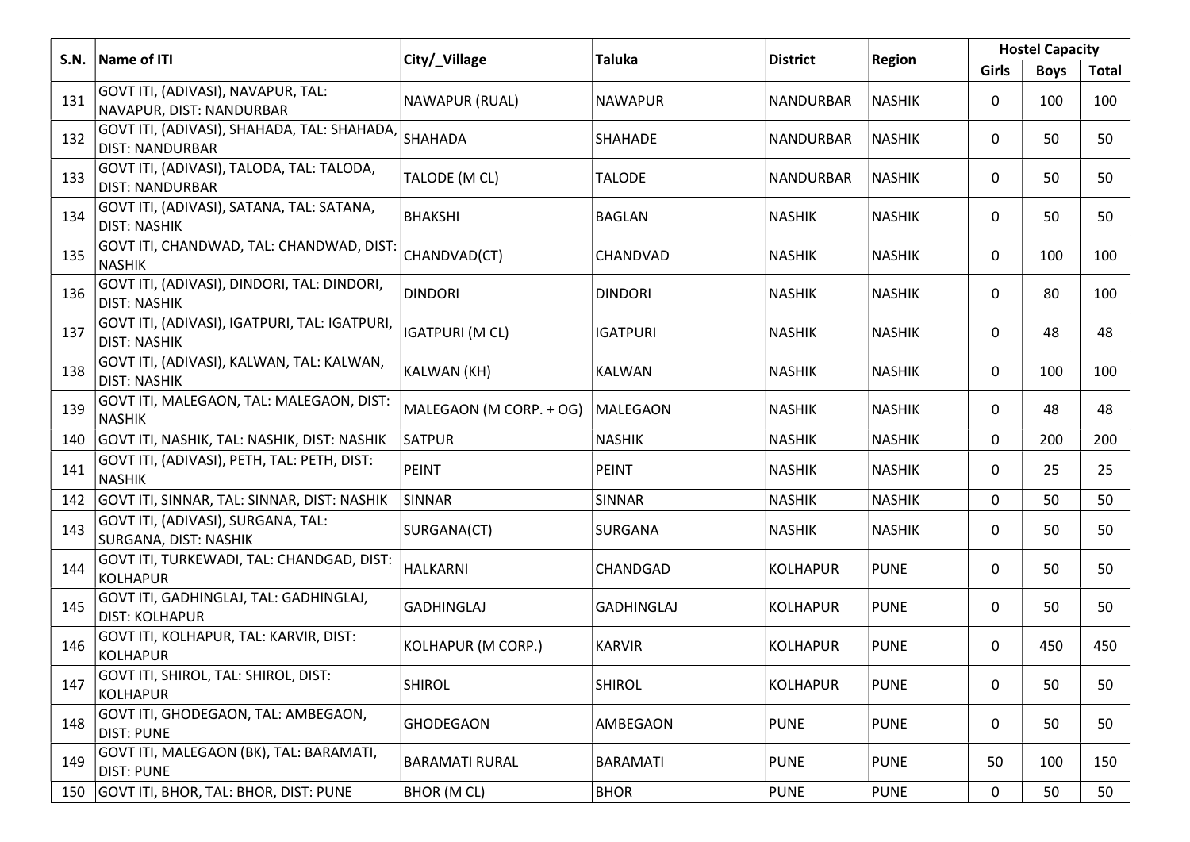| S.N. | Name of ITI | City/_Village | Taluka | District | Region | Hostel Capacity | | |
|---|---|---|---|---|---|---|---|---|
| | | | | | | Girls | Boys | Total |
| 131 | GOVT ITI, (ADIVASI), NAVAPUR, TAL: NAVAPUR, DIST: NANDURBAR | NAWAPUR (RUAL) | NAWAPUR | NANDURBAR | NASHIK | 0 | 100 | 100 |
| 132 | GOVT ITI, (ADIVASI), SHAHADA, TAL: SHAHADA, DIST: NANDURBAR | SHAHADA | SHAHADE | NANDURBAR | NASHIK | 0 | 50 | 50 |
| 133 | GOVT ITI, (ADIVASI), TALODA, TAL: TALODA, DIST: NANDURBAR | TALODE (M CL) | TALODE | NANDURBAR | NASHIK | 0 | 50 | 50 |
| 134 | GOVT ITI, (ADIVASI), SATANA, TAL: SATANA, DIST: NASHIK | BHAKSHI | BAGLAN | NASHIK | NASHIK | 0 | 50 | 50 |
| 135 | GOVT ITI, CHANDWAD, TAL: CHANDWAD, DIST: NASHIK | CHANDVAD(CT) | CHANDVAD | NASHIK | NASHIK | 0 | 100 | 100 |
| 136 | GOVT ITI, (ADIVASI), DINDORI, TAL: DINDORI, DIST: NASHIK | DINDORI | DINDORI | NASHIK | NASHIK | 0 | 80 | 100 |
| 137 | GOVT ITI, (ADIVASI), IGATPURI, TAL: IGATPURI, DIST: NASHIK | IGATPURI (M CL) | IGATPURI | NASHIK | NASHIK | 0 | 48 | 48 |
| 138 | GOVT ITI, (ADIVASI), KALWAN, TAL: KALWAN, DIST: NASHIK | KALWAN (KH) | KALWAN | NASHIK | NASHIK | 0 | 100 | 100 |
| 139 | GOVT ITI, MALEGAON, TAL: MALEGAON, DIST: NASHIK | MALEGAON (M CORP. + OG) | MALEGAON | NASHIK | NASHIK | 0 | 48 | 48 |
| 140 | GOVT ITI, NASHIK, TAL: NASHIK, DIST: NASHIK | SATPUR | NASHIK | NASHIK | NASHIK | 0 | 200 | 200 |
| 141 | GOVT ITI, (ADIVASI), PETH, TAL: PETH, DIST: NASHIK | PEINT | PEINT | NASHIK | NASHIK | 0 | 25 | 25 |
| 142 | GOVT ITI, SINNAR, TAL: SINNAR, DIST: NASHIK | SINNAR | SINNAR | NASHIK | NASHIK | 0 | 50 | 50 |
| 143 | GOVT ITI, (ADIVASI), SURGANA, TAL: SURGANA, DIST: NASHIK | SURGANA(CT) | SURGANA | NASHIK | NASHIK | 0 | 50 | 50 |
| 144 | GOVT ITI, TURKEWADI, TAL: CHANDGAD, DIST: KOLHAPUR | HALKARNI | CHANDGAD | KOLHAPUR | PUNE | 0 | 50 | 50 |
| 145 | GOVT ITI, GADHINGLAJ, TAL: GADHINGLAJ, DIST: KOLHAPUR | GADHINGLAJ | GADHINGLAJ | KOLHAPUR | PUNE | 0 | 50 | 50 |
| 146 | GOVT ITI, KOLHAPUR, TAL: KARVIR, DIST: KOLHAPUR | KOLHAPUR (M CORP.) | KARVIR | KOLHAPUR | PUNE | 0 | 450 | 450 |
| 147 | GOVT ITI, SHIROL, TAL: SHIROL, DIST: KOLHAPUR | SHIROL | SHIROL | KOLHAPUR | PUNE | 0 | 50 | 50 |
| 148 | GOVT ITI, GHODEGAON, TAL: AMBEGAON, DIST: PUNE | GHODEGAON | AMBEGAON | PUNE | PUNE | 0 | 50 | 50 |
| 149 | GOVT ITI, MALEGAON (BK), TAL: BARAMATI, DIST: PUNE | BARAMATI RURAL | BARAMATI | PUNE | PUNE | 50 | 100 | 150 |
| 150 | GOVT ITI, BHOR, TAL: BHOR, DIST: PUNE | BHOR (M CL) | BHOR | PUNE | PUNE | 0 | 50 | 50 |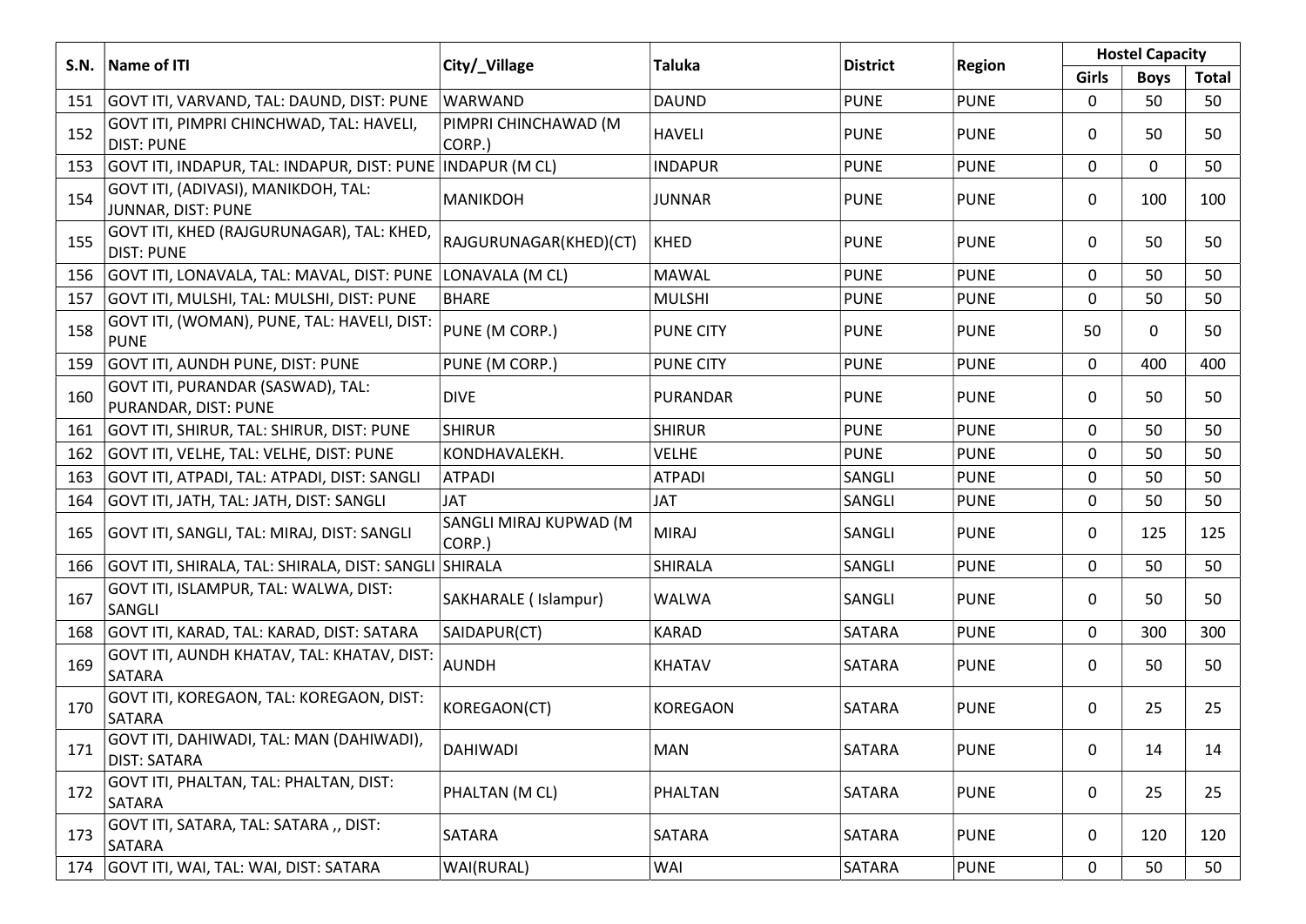| S.N. | Name of ITI | City/_Village | Taluka | District | Region | Hostel Capacity | | |
|---|---|---|---|---|---|---|---|---|
| | | | | | | Girls | Boys | Total |
| 151 | GOVT ITI, VARVAND, TAL: DAUND, DIST: PUNE | WARWAND | DAUND | PUNE | PUNE | 0 | 50 | 50 |
| 152 | GOVT ITI, PIMPRI CHINCHWAD, TAL: HAVELI, DIST: PUNE | PIMPRI CHINCHAWAD (M CORP.) | HAVELI | PUNE | PUNE | 0 | 50 | 50 |
| 153 | GOVT ITI, INDAPUR, TAL: INDAPUR, DIST: PUNE | INDAPUR (M CL) | INDAPUR | PUNE | PUNE | 0 | 0 | 50 |
| 154 | GOVT ITI, (ADIVASI), MANIKDOH, TAL: JUNNAR, DIST: PUNE | MANIKDOH | JUNNAR | PUNE | PUNE | 0 | 100 | 100 |
| 155 | GOVT ITI, KHED (RAJGURUNAGAR), TAL: KHED, DIST: PUNE | RAJGURUNAGAR(KHED)(CT) | KHED | PUNE | PUNE | 0 | 50 | 50 |
| 156 | GOVT ITI, LONAVALA, TAL: MAVAL, DIST: PUNE | LONAVALA (M CL) | MAWAL | PUNE | PUNE | 0 | 50 | 50 |
| 157 | GOVT ITI, MULSHI, TAL: MULSHI, DIST: PUNE | BHARE | MULSHI | PUNE | PUNE | 0 | 50 | 50 |
| 158 | GOVT ITI, (WOMAN), PUNE, TAL: HAVELI, DIST: PUNE | PUNE (M CORP.) | PUNE CITY | PUNE | PUNE | 50 | 0 | 50 |
| 159 | GOVT ITI, AUNDH PUNE, DIST: PUNE | PUNE (M CORP.) | PUNE CITY | PUNE | PUNE | 0 | 400 | 400 |
| 160 | GOVT ITI, PURANDAR (SASWAD), TAL: PURANDAR, DIST: PUNE | DIVE | PURANDAR | PUNE | PUNE | 0 | 50 | 50 |
| 161 | GOVT ITI, SHIRUR, TAL: SHIRUR, DIST: PUNE | SHIRUR | SHIRUR | PUNE | PUNE | 0 | 50 | 50 |
| 162 | GOVT ITI, VELHE, TAL: VELHE, DIST: PUNE | KONDHAVALEKH. | VELHE | PUNE | PUNE | 0 | 50 | 50 |
| 163 | GOVT ITI, ATPADI, TAL: ATPADI, DIST: SANGLI | ATPADI | ATPADI | SANGLI | PUNE | 0 | 50 | 50 |
| 164 | GOVT ITI, JATH, TAL: JATH, DIST: SANGLI | JAT | JAT | SANGLI | PUNE | 0 | 50 | 50 |
| 165 | GOVT ITI, SANGLI, TAL: MIRAJ, DIST: SANGLI | SANGLI MIRAJ KUPWAD (M CORP.) | MIRAJ | SANGLI | PUNE | 0 | 125 | 125 |
| 166 | GOVT ITI, SHIRALA, TAL: SHIRALA, DIST: SANGLI | SHIRALA | SHIRALA | SANGLI | PUNE | 0 | 50 | 50 |
| 167 | GOVT ITI, ISLAMPUR, TAL: WALWA, DIST: SANGLI | SAKHARALE ( Islampur) | WALWA | SANGLI | PUNE | 0 | 50 | 50 |
| 168 | GOVT ITI, KARAD, TAL: KARAD, DIST: SATARA | SAIDAPUR(CT) | KARAD | SATARA | PUNE | 0 | 300 | 300 |
| 169 | GOVT ITI, AUNDH KHATAV, TAL: KHATAV, DIST: SATARA | AUNDH | KHATAV | SATARA | PUNE | 0 | 50 | 50 |
| 170 | GOVT ITI, KOREGAON, TAL: KOREGAON, DIST: SATARA | KOREGAON(CT) | KOREGAON | SATARA | PUNE | 0 | 25 | 25 |
| 171 | GOVT ITI, DAHIWADI, TAL: MAN (DAHIWADI), DIST: SATARA | DAHIWADI | MAN | SATARA | PUNE | 0 | 14 | 14 |
| 172 | GOVT ITI, PHALTAN, TAL: PHALTAN, DIST: SATARA | PHALTAN (M CL) | PHALTAN | SATARA | PUNE | 0 | 25 | 25 |
| 173 | GOVT ITI, SATARA, TAL: SATARA ,, DIST: SATARA | SATARA | SATARA | SATARA | PUNE | 0 | 120 | 120 |
| 174 | GOVT ITI, WAI, TAL: WAI, DIST: SATARA | WAI(RURAL) | WAI | SATARA | PUNE | 0 | 50 | 50 |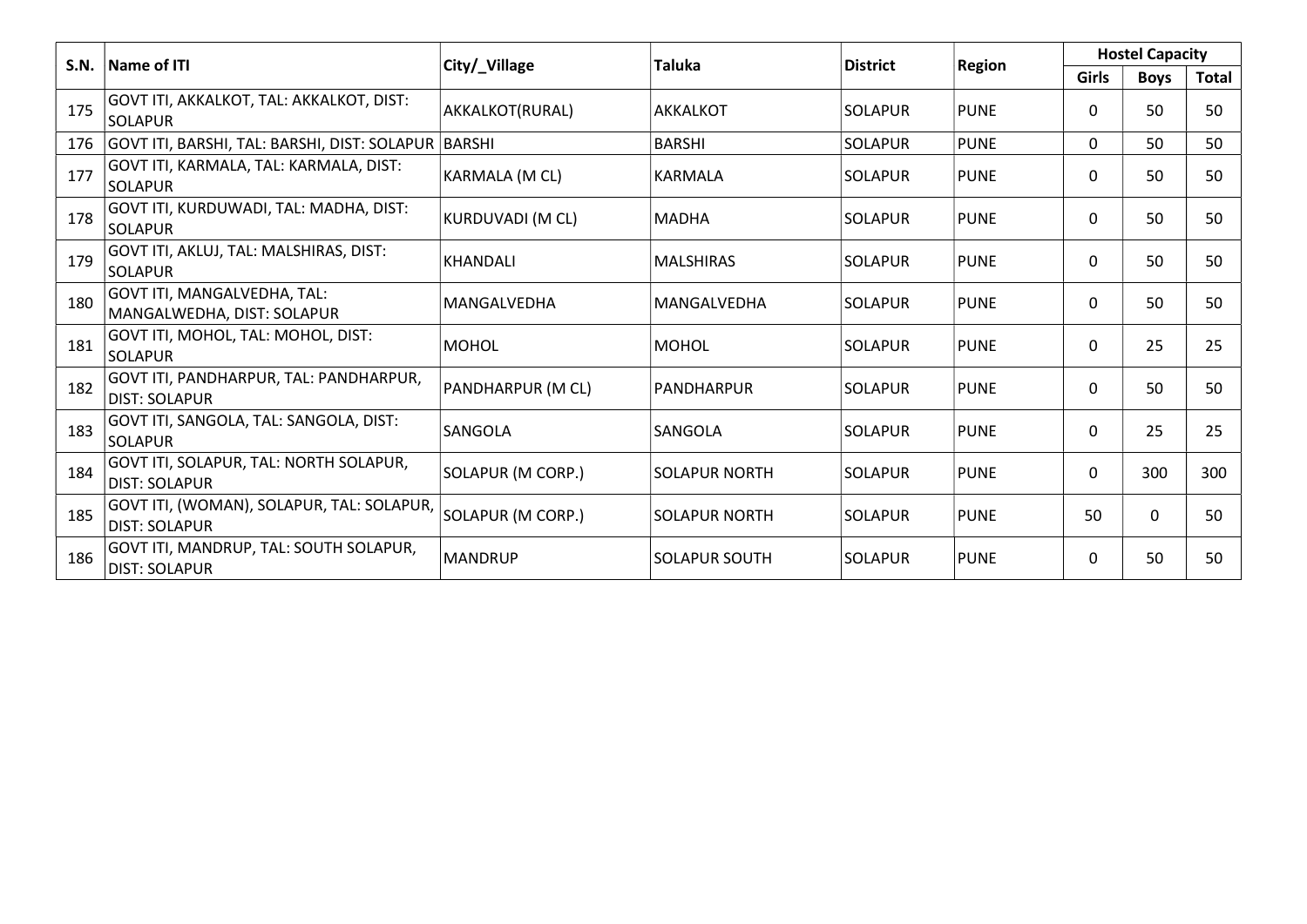| S.N. | Name of ITI | City/_Village | Taluka | District | Region | Hostel Capacity | | |
|---|---|---|---|---|---|---|---|---|
| | | | | | | Girls | Boys | Total |
| 175 | GOVT ITI, AKKALKOT, TAL: AKKALKOT, DIST: SOLAPUR | AKKALKOT(RURAL) | AKKALKOT | SOLAPUR | PUNE | 0 | 50 | 50 |
| 176 | GOVT ITI, BARSHI, TAL: BARSHI, DIST: SOLAPUR | BARSHI | BARSHI | SOLAPUR | PUNE | 0 | 50 | 50 |
| 177 | GOVT ITI, KARMALA, TAL: KARMALA, DIST: SOLAPUR | KARMALA (M CL) | KARMALA | SOLAPUR | PUNE | 0 | 50 | 50 |
| 178 | GOVT ITI, KURDUWADI, TAL: MADHA, DIST: SOLAPUR | KURDUVADI (M CL) | MADHA | SOLAPUR | PUNE | 0 | 50 | 50 |
| 179 | GOVT ITI, AKLUJ, TAL: MALSHIRAS, DIST: SOLAPUR | KHANDALI | MALSHIRAS | SOLAPUR | PUNE | 0 | 50 | 50 |
| 180 | GOVT ITI, MANGALVEDHA, TAL: MANGALWEDHA, DIST: SOLAPUR | MANGALVEDHA | MANGALVEDHA | SOLAPUR | PUNE | 0 | 50 | 50 |
| 181 | GOVT ITI, MOHOL, TAL: MOHOL, DIST: SOLAPUR | MOHOL | MOHOL | SOLAPUR | PUNE | 0 | 25 | 25 |
| 182 | GOVT ITI, PANDHARPUR, TAL: PANDHARPUR, DIST: SOLAPUR | PANDHARPUR (M CL) | PANDHARPUR | SOLAPUR | PUNE | 0 | 50 | 50 |
| 183 | GOVT ITI, SANGOLA, TAL: SANGOLA, DIST: SOLAPUR | SANGOLA | SANGOLA | SOLAPUR | PUNE | 0 | 25 | 25 |
| 184 | GOVT ITI, SOLAPUR, TAL: NORTH SOLAPUR, DIST: SOLAPUR | SOLAPUR (M CORP.) | SOLAPUR NORTH | SOLAPUR | PUNE | 0 | 300 | 300 |
| 185 | GOVT ITI, (WOMAN), SOLAPUR, TAL: SOLAPUR, DIST: SOLAPUR | SOLAPUR (M CORP.) | SOLAPUR NORTH | SOLAPUR | PUNE | 50 | 0 | 50 |
| 186 | GOVT ITI, MANDRUP, TAL: SOUTH SOLAPUR, DIST: SOLAPUR | MANDRUP | SOLAPUR SOUTH | SOLAPUR | PUNE | 0 | 50 | 50 |